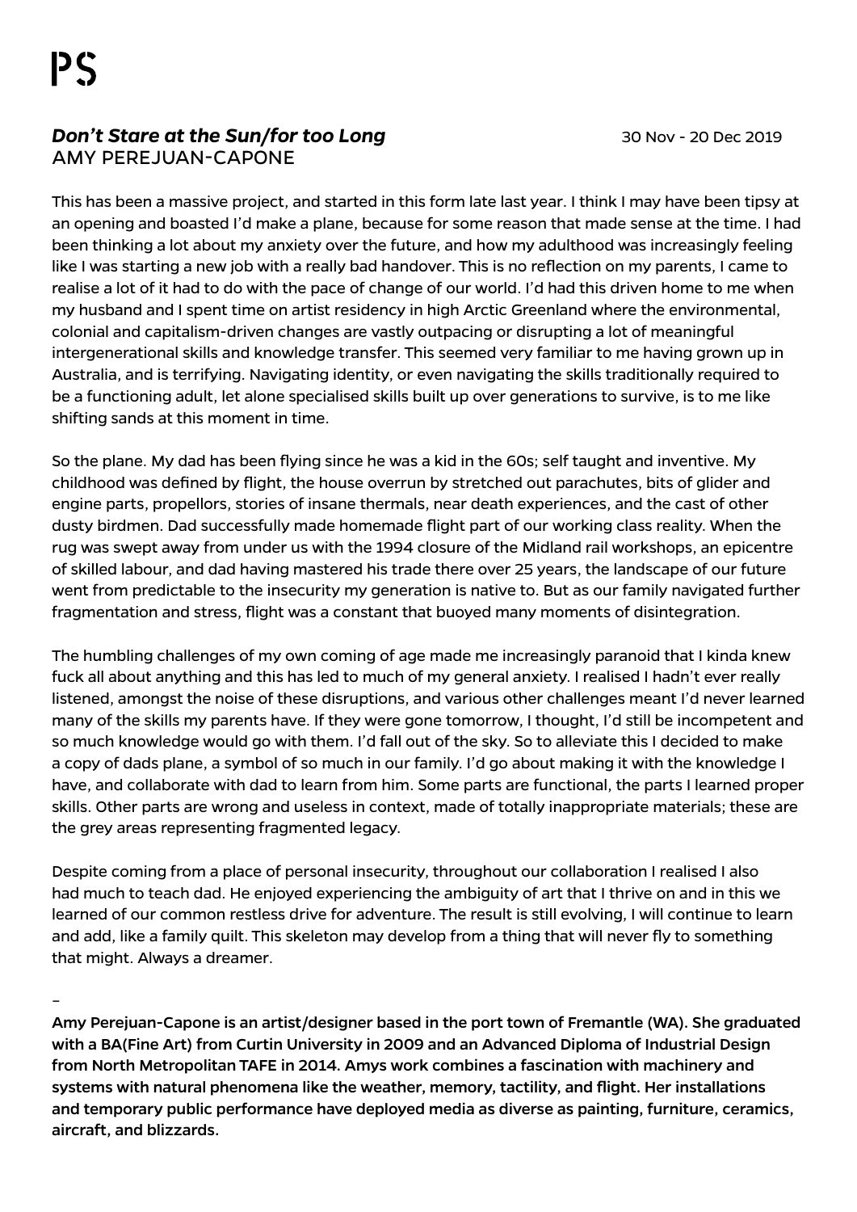# PS

## ***Don't Stare at the Sun/for too Long***
AMY PEREJUAN-CAPONE

30 Nov - 20 Dec 2019

This has been a massive project, and started in this form late last year. I think I may have been tipsy at an opening and boasted I'd make a plane, because for some reason that made sense at the time. I had been thinking a lot about my anxiety over the future, and how my adulthood was increasingly feeling like I was starting a new job with a really bad handover. This is no reflection on my parents, I came to realise a lot of it had to do with the pace of change of our world. I'd had this driven home to me when my husband and I spent time on artist residency in high Arctic Greenland where the environmental, colonial and capitalism-driven changes are vastly outpacing or disrupting a lot of meaningful intergenerational skills and knowledge transfer. This seemed very familiar to me having grown up in Australia, and is terrifying. Navigating identity, or even navigating the skills traditionally required to be a functioning adult, let alone specialised skills built up over generations to survive, is to me like shifting sands at this moment in time.

So the plane. My dad has been flying since he was a kid in the 60s; self taught and inventive. My childhood was defined by flight, the house overrun by stretched out parachutes, bits of glider and engine parts, propellors, stories of insane thermals, near death experiences, and the cast of other dusty birdmen. Dad successfully made homemade flight part of our working class reality. When the rug was swept away from under us with the 1994 closure of the Midland rail workshops, an epicentre of skilled labour, and dad having mastered his trade there over 25 years, the landscape of our future went from predictable to the insecurity my generation is native to. But as our family navigated further fragmentation and stress, flight was a constant that buoyed many moments of disintegration.

The humbling challenges of my own coming of age made me increasingly paranoid that I kinda knew fuck all about anything and this has led to much of my general anxiety. I realised I hadn't ever really listened, amongst the noise of these disruptions, and various other challenges meant I'd never learned many of the skills my parents have. If they were gone tomorrow, I thought, I'd still be incompetent and so much knowledge would go with them. I'd fall out of the sky. So to alleviate this I decided to make a copy of dads plane, a symbol of so much in our family. I'd go about making it with the knowledge I have, and collaborate with dad to learn from him. Some parts are functional, the parts I learned proper skills. Other parts are wrong and useless in context, made of totally inappropriate materials; these are the grey areas representing fragmented legacy.

Despite coming from a place of personal insecurity, throughout our collaboration I realised I also had much to teach dad. He enjoyed experiencing the ambiguity of art that I thrive on and in this we learned of our common restless drive for adventure. The result is still evolving, I will continue to learn and add, like a family quilt. This skeleton may develop from a thing that will never fly to something that might. Always a dreamer.

–

**Amy Perejuan-Capone is an artist/designer based in the port town of Fremantle (WA). She graduated with a BA(Fine Art) from Curtin University in 2009 and an Advanced Diploma of Industrial Design from North Metropolitan TAFE in 2014. Amys work combines a fascination with machinery and systems with natural phenomena like the weather, memory, tactility, and flight. Her installations and temporary public performance have deployed media as diverse as painting, furniture, ceramics, aircraft, and blizzards.**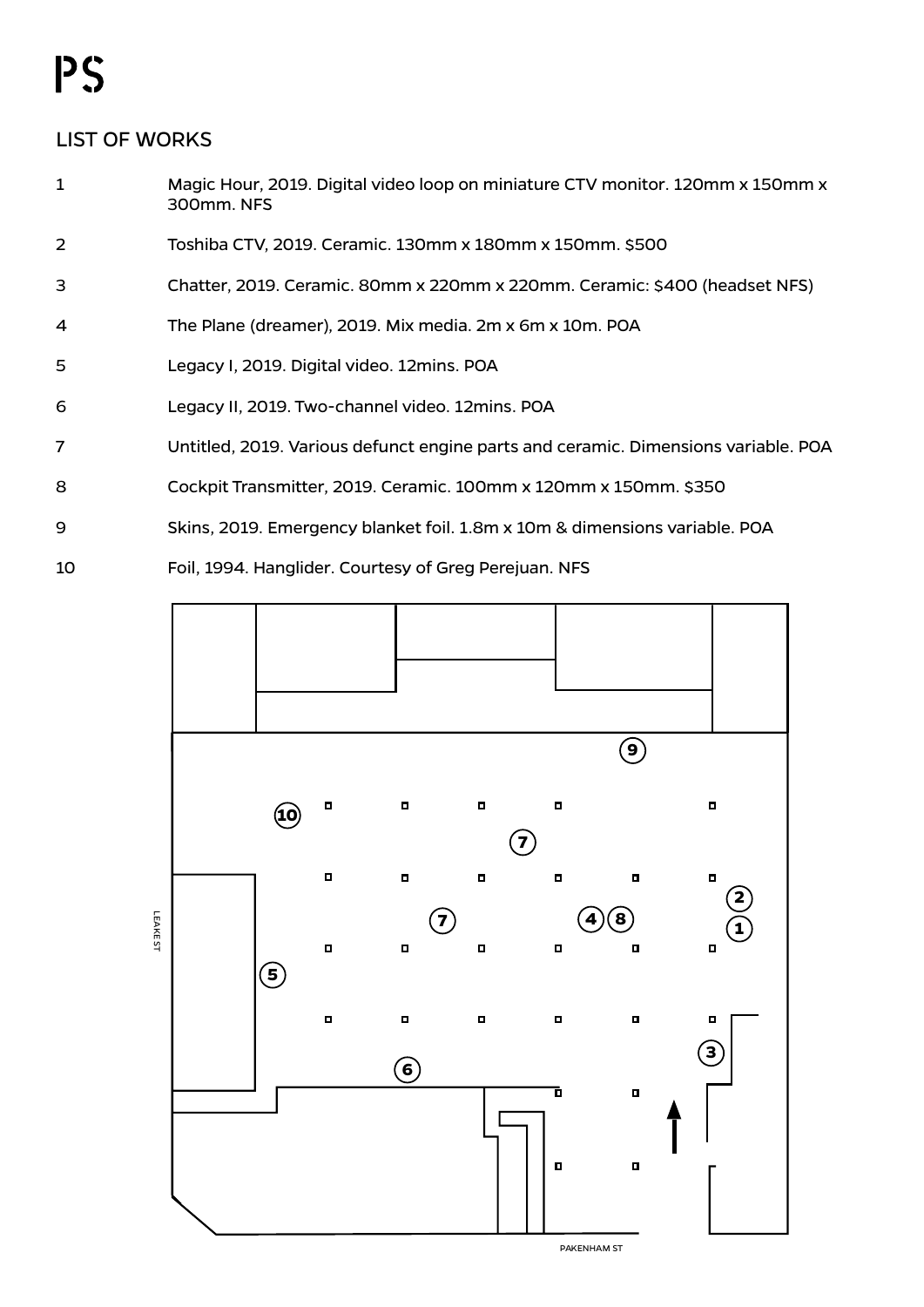PS

## LIST OF WORKS

| | |
|---|---|
| 1 | Magic Hour, 2019. Digital video loop on miniature CTV monitor. 120mm x 150mm x 300mm. NFS |
| 2 | Toshiba CTV, 2019. Ceramic. 130mm x 180mm x 150mm. $500 |
| 3 | Chatter, 2019. Ceramic. 80mm x 220mm x 220mm. Ceramic: $400 (headset NFS) |
| 4 | The Plane (dreamer), 2019. Mix media. 2m x 6m x 10m. POA |
| 5 | Legacy I, 2019. Digital video. 12mins. POA |
| 6 | Legacy II, 2019. Two-channel video. 12mins. POA |
| 7 | Untitled, 2019. Various defunct engine parts and ceramic. Dimensions variable. POA |
| 8 | Cockpit Transmitter, 2019. Ceramic. 100mm x 120mm x 150mm. $350 |
| 9 | Skins, 2019. Emergency blanket foil. 1.8m x 10m & dimensions variable. POA |
| 10 | Foil, 1994. Hanglider. Courtesy of Greg Perejuan. NFS |

LEAKE ST

PAKENHAM ST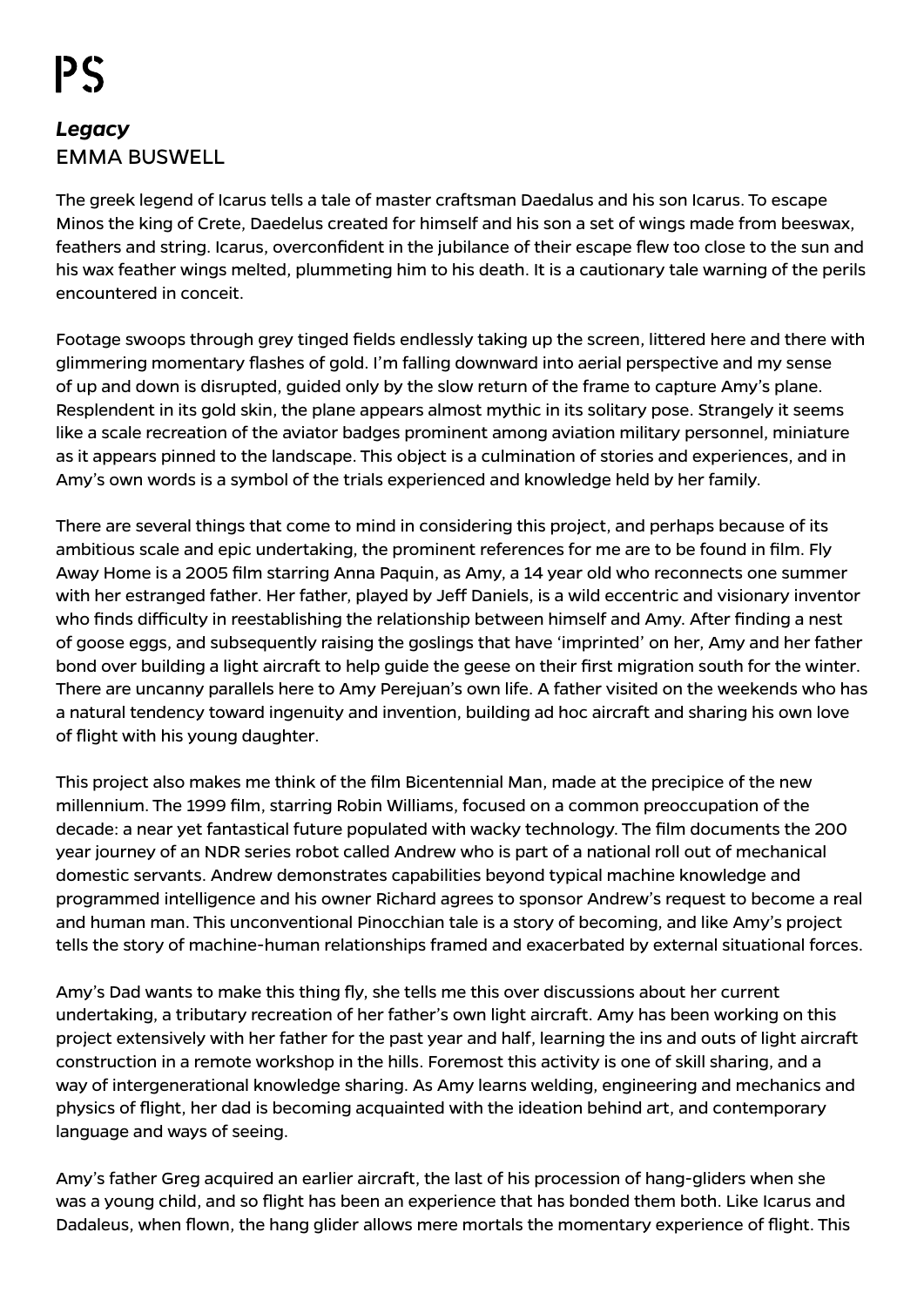# PS

***Legacy***
EMMA BUSWELL

The greek legend of Icarus tells a tale of master craftsman Daedalus and his son Icarus. To escape Minos the king of Crete, Daedelus created for himself and his son a set of wings made from beeswax, feathers and string. Icarus, overconfident in the jubilance of their escape flew too close to the sun and his wax feather wings melted, plummeting him to his death. It is a cautionary tale warning of the perils encountered in conceit.

Footage swoops through grey tinged fields endlessly taking up the screen, littered here and there with glimmering momentary flashes of gold. I'm falling downward into aerial perspective and my sense of up and down is disrupted, guided only by the slow return of the frame to capture Amy's plane. Resplendent in its gold skin, the plane appears almost mythic in its solitary pose. Strangely it seems like a scale recreation of the aviator badges prominent among aviation military personnel, miniature as it appears pinned to the landscape. This object is a culmination of stories and experiences, and in Amy's own words is a symbol of the trials experienced and knowledge held by her family.

There are several things that come to mind in considering this project, and perhaps because of its ambitious scale and epic undertaking, the prominent references for me are to be found in film. Fly Away Home is a 2005 film starring Anna Paquin, as Amy, a 14 year old who reconnects one summer with her estranged father. Her father, played by Jeff Daniels, is a wild eccentric and visionary inventor who finds difficulty in reestablishing the relationship between himself and Amy. After finding a nest of goose eggs, and subsequently raising the goslings that have 'imprinted' on her, Amy and her father bond over building a light aircraft to help guide the geese on their first migration south for the winter. There are uncanny parallels here to Amy Perejuan's own life. A father visited on the weekends who has a natural tendency toward ingenuity and invention, building ad hoc aircraft and sharing his own love of flight with his young daughter.

This project also makes me think of the film Bicentennial Man, made at the precipice of the new millennium. The 1999 film, starring Robin Williams, focused on a common preoccupation of the decade: a near yet fantastical future populated with wacky technology. The film documents the 200 year journey of an NDR series robot called Andrew who is part of a national roll out of mechanical domestic servants. Andrew demonstrates capabilities beyond typical machine knowledge and programmed intelligence and his owner Richard agrees to sponsor Andrew's request to become a real and human man. This unconventional Pinocchian tale is a story of becoming, and like Amy's project tells the story of machine-human relationships framed and exacerbated by external situational forces.

Amy's Dad wants to make this thing fly, she tells me this over discussions about her current undertaking, a tributary recreation of her father's own light aircraft. Amy has been working on this project extensively with her father for the past year and half, learning the ins and outs of light aircraft construction in a remote workshop in the hills. Foremost this activity is one of skill sharing, and a way of intergenerational knowledge sharing. As Amy learns welding, engineering and mechanics and physics of flight, her dad is becoming acquainted with the ideation behind art, and contemporary language and ways of seeing.

Amy's father Greg acquired an earlier aircraft, the last of his procession of hang-gliders when she was a young child, and so flight has been an experience that has bonded them both. Like Icarus and Dadaleus, when flown, the hang glider allows mere mortals the momentary experience of flight. This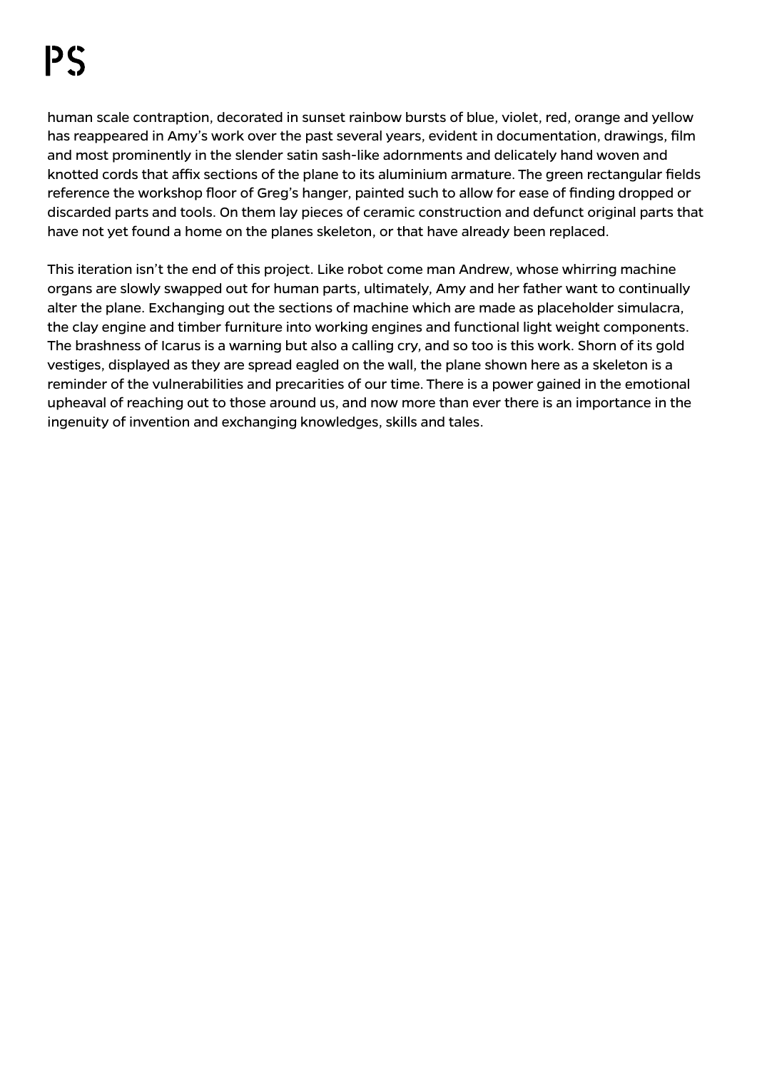human scale contraption, decorated in sunset rainbow bursts of blue, violet, red, orange and yellow has reappeared in Amy's work over the past several years, evident in documentation, drawings, film and most prominently in the slender satin sash-like adornments and delicately hand woven and knotted cords that affix sections of the plane to its aluminium armature. The green rectangular fields reference the workshop floor of Greg's hanger, painted such to allow for ease of finding dropped or discarded parts and tools. On them lay pieces of ceramic construction and defunct original parts that have not yet found a home on the planes skeleton, or that have already been replaced.

This iteration isn't the end of this project. Like robot come man Andrew, whose whirring machine organs are slowly swapped out for human parts, ultimately, Amy and her father want to continually alter the plane. Exchanging out the sections of machine which are made as placeholder simulacra, the clay engine and timber furniture into working engines and functional light weight components. The brashness of Icarus is a warning but also a calling cry, and so too is this work. Shorn of its gold vestiges, displayed as they are spread eagled on the wall, the plane shown here as a skeleton is a reminder of the vulnerabilities and precarities of our time. There is a power gained in the emotional upheaval of reaching out to those around us, and now more than ever there is an importance in the ingenuity of invention and exchanging knowledges, skills and tales.